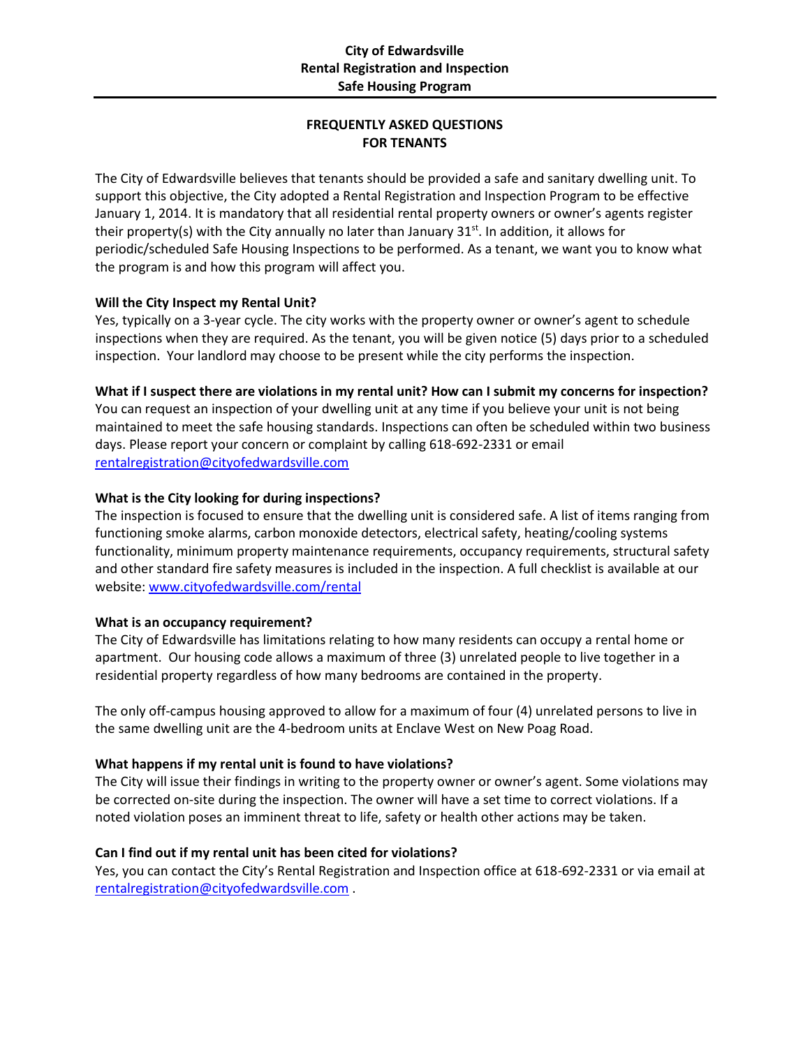**City of Edwardsville**
**Rental Registration and Inspection**
**Safe Housing Program**

---

## FREQUENTLY ASKED QUESTIONS FOR TENANTS

The City of Edwardsville believes that tenants should be provided a safe and sanitary dwelling unit. To support this objective, the City adopted a Rental Registration and Inspection Program to be effective January 1, 2014. It is mandatory that all residential rental property owners or owner's agents register their property(s) with the City annually no later than January 31st. In addition, it allows for periodic/scheduled Safe Housing Inspections to be performed. As a tenant, we want you to know what the program is and how this program will affect you.

### Will the City Inspect my Rental Unit?

Yes, typically on a 3-year cycle. The city works with the property owner or owner's agent to schedule inspections when they are required. As the tenant, you will be given notice (5) days prior to a scheduled inspection. Your landlord may choose to be present while the city performs the inspection.

### What if I suspect there are violations in my rental unit? How can I submit my concerns for inspection?

You can request an inspection of your dwelling unit at any time if you believe your unit is not being maintained to meet the safe housing standards. Inspections can often be scheduled within two business days. Please report your concern or complaint by calling 618-692-2331 or email rentalregistration@cityofedwardsville.com

### What is the City looking for during inspections?

The inspection is focused to ensure that the dwelling unit is considered safe. A list of items ranging from functioning smoke alarms, carbon monoxide detectors, electrical safety, heating/cooling systems functionality, minimum property maintenance requirements, occupancy requirements, structural safety and other standard fire safety measures is included in the inspection. A full checklist is available at our website: www.cityofedwardsville.com/rental

### What is an occupancy requirement?

The City of Edwardsville has limitations relating to how many residents can occupy a rental home or apartment. Our housing code allows a maximum of three (3) unrelated people to live together in a residential property regardless of how many bedrooms are contained in the property.

The only off-campus housing approved to allow for a maximum of four (4) unrelated persons to live in the same dwelling unit are the 4-bedroom units at Enclave West on New Poag Road.

### What happens if my rental unit is found to have violations?

The City will issue their findings in writing to the property owner or owner's agent. Some violations may be corrected on-site during the inspection. The owner will have a set time to correct violations. If a noted violation poses an imminent threat to life, safety or health other actions may be taken.

### Can I find out if my rental unit has been cited for violations?

Yes, you can contact the City's Rental Registration and Inspection office at 618-692-2331 or via email at rentalregistration@cityofedwardsville.com .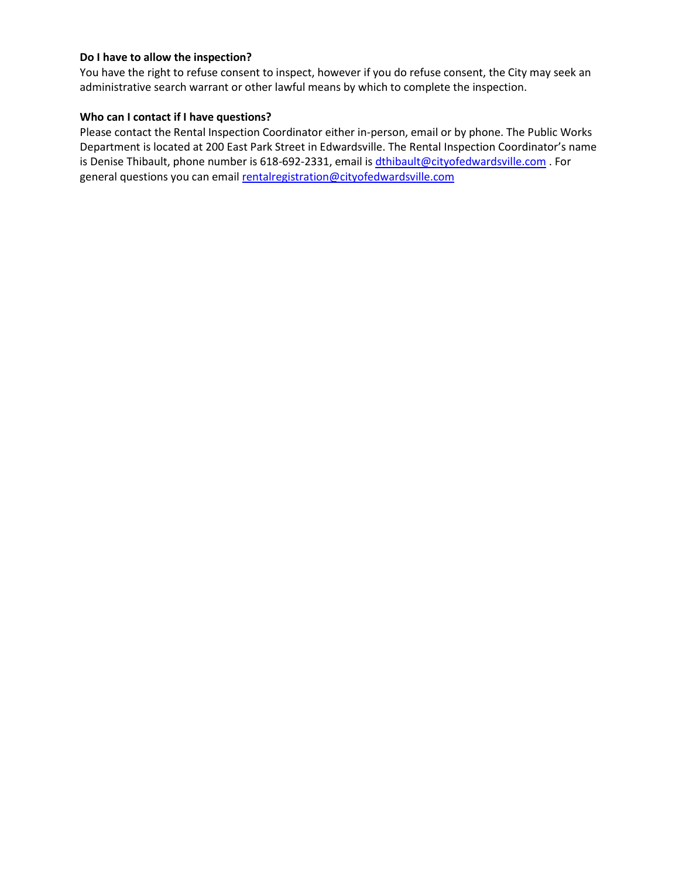**Do I have to allow the inspection?**

You have the right to refuse consent to inspect, however if you do refuse consent, the City may seek an administrative search warrant or other lawful means by which to complete the inspection.

**Who can I contact if I have questions?**

Please contact the Rental Inspection Coordinator either in-person, email or by phone. The Public Works Department is located at 200 East Park Street in Edwardsville. The Rental Inspection Coordinator's name is Denise Thibault, phone number is 618-692-2331, email is dthibault@cityofedwardsville.com . For general questions you can email rentalregistration@cityofedwardsville.com